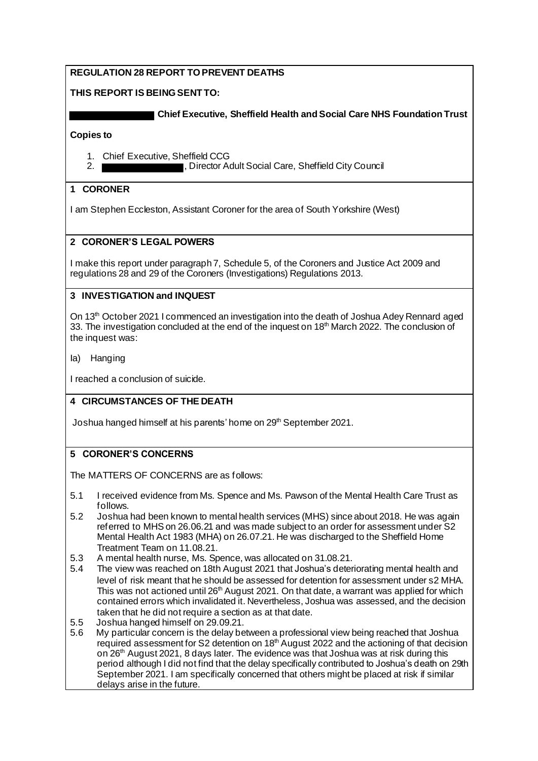**REGULATION 28 REPORT TO PREVENT DEATHS**

**THIS REPORT IS BEING SENT TO:**

**█████████ Chief Executive, Sheffield Health and Social Care NHS Foundation Trust**

**Copies to**

1. Chief Executive, Sheffield CCG
2. █████████, Director Adult Social Care, Sheffield City Council

## 1 CORONER

I am Stephen Eccleston, Assistant Coroner for the area of South Yorkshire (West)

## 2 CORONER'S LEGAL POWERS

I make this report under paragraph 7, Schedule 5, of the Coroners and Justice Act 2009 and regulations 28 and 29 of the Coroners (Investigations) Regulations 2013.

## 3 INVESTIGATION and INQUEST

On 13th October 2021 I commenced an investigation into the death of Joshua Adey Rennard aged 33. The investigation concluded at the end of the inquest on 18th March 2022. The conclusion of the inquest was:

Ia) Hanging

I reached a conclusion of suicide.

## 4 CIRCUMSTANCES OF THE DEATH

Joshua hanged himself at his parents' home on 29th September 2021.

## 5 CORONER'S CONCERNS

The MATTERS OF CONCERNS are as follows:

5.1 I received evidence from Ms. Spence and Ms. Pawson of the Mental Health Care Trust as follows.

5.2 Joshua had been known to mental health services (MHS) since about 2018. He was again referred to MHS on 26.06.21 and was made subject to an order for assessment under S2 Mental Health Act 1983 (MHA) on 26.07.21. He was discharged to the Sheffield Home Treatment Team on 11.08.21.

5.3 A mental health nurse, Ms. Spence, was allocated on 31.08.21.

5.4 The view was reached on 18th August 2021 that Joshua's deteriorating mental health and level of risk meant that he should be assessed for detention for assessment under s2 MHA. This was not actioned until 26th August 2021. On that date, a warrant was applied for which contained errors which invalidated it. Nevertheless, Joshua was assessed, and the decision taken that he did not require a section as at that date.

5.5 Joshua hanged himself on 29.09.21.

5.6 My particular concern is the delay between a professional view being reached that Joshua required assessment for S2 detention on 18th August 2022 and the actioning of that decision on 26th August 2021, 8 days later. The evidence was that Joshua was at risk during this period although I did not find that the delay specifically contributed to Joshua's death on 29th September 2021. I am specifically concerned that others might be placed at risk if similar delays arise in the future.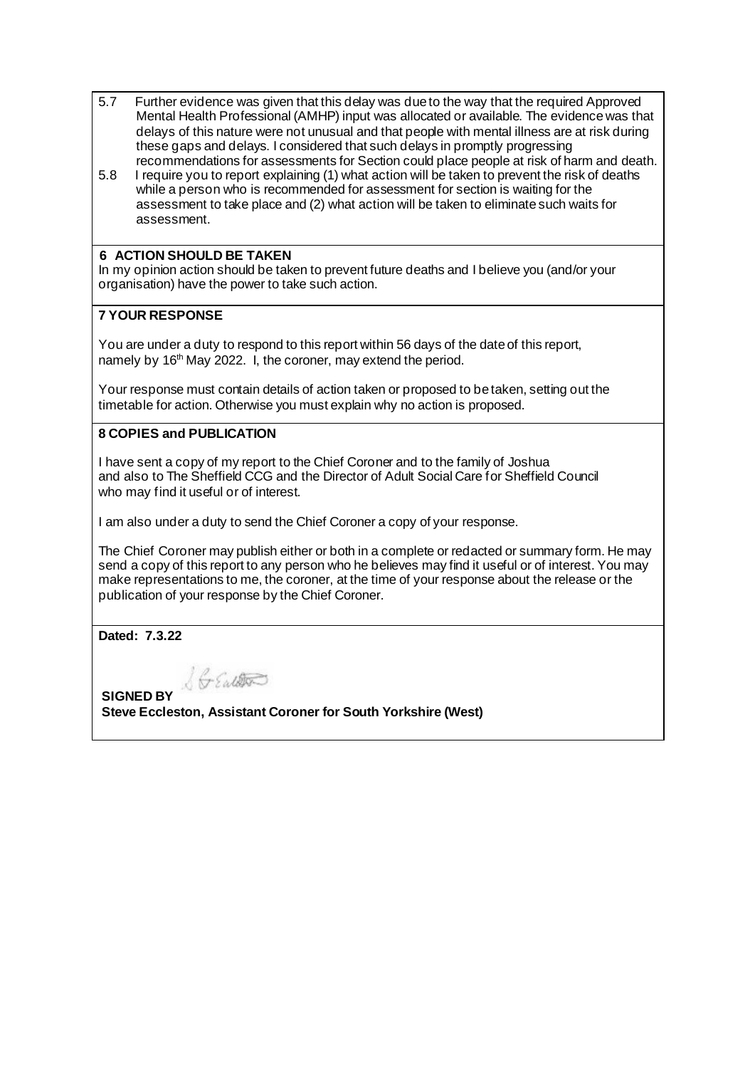5.7 Further evidence was given that this delay was due to the way that the required Approved Mental Health Professional (AMHP) input was allocated or available. The evidence was that delays of this nature were not unusual and that people with mental illness are at risk during these gaps and delays. I considered that such delays in promptly progressing recommendations for assessments for Section could place people at risk of harm and death.

5.8 I require you to report explaining (1) what action will be taken to prevent the risk of deaths while a person who is recommended for assessment for section is waiting for the assessment to take place and (2) what action will be taken to eliminate such waits for assessment.

## 6 ACTION SHOULD BE TAKEN

In my opinion action should be taken to prevent future deaths and I believe you (and/or your organisation) have the power to take such action.

## 7 YOUR RESPONSE

You are under a duty to respond to this report within 56 days of the date of this report, namely by 16th May 2022. I, the coroner, may extend the period.

Your response must contain details of action taken or proposed to be taken, setting out the timetable for action. Otherwise you must explain why no action is proposed.

## 8 COPIES and PUBLICATION

I have sent a copy of my report to the Chief Coroner and to the family of Joshua and also to The Sheffield CCG and the Director of Adult Social Care for Sheffield Council who may find it useful or of interest.

I am also under a duty to send the Chief Coroner a copy of your response.

The Chief Coroner may publish either or both in a complete or redacted or summary form. He may send a copy of this report to any person who he believes may find it useful or of interest. You may make representations to me, the coroner, at the time of your response about the release or the publication of your response by the Chief Coroner.

**Dated: 7.3.22**

**SIGNED BY**

**Steve Eccleston, Assistant Coroner for South Yorkshire (West)**